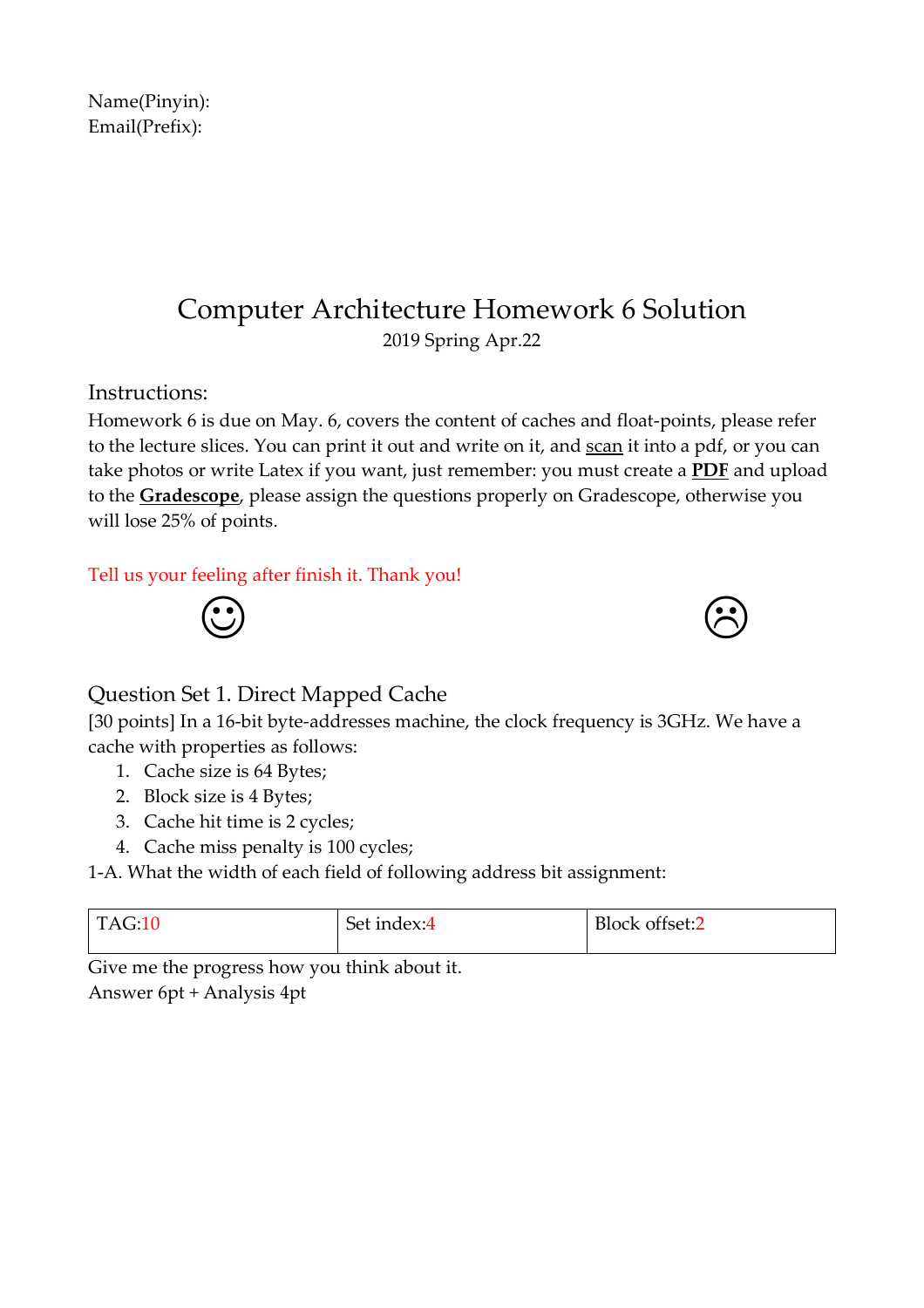Name(Pinyin):
Email(Prefix):

# Computer Architecture Homework 6 Solution

2019 Spring Apr.22

## Instructions:

Homework 6 is due on May. 6, covers the content of caches and float-points, please refer to the lecture slices. You can print it out and write on it, and scan it into a pdf, or you can take photos or write Latex if you want, just remember: you must create a **PDF** and upload to the **Gradescope**, please assign the questions properly on Gradescope, otherwise you will lose 25% of points.

Tell us your feeling after finish it. Thank you!

☺ ☹

## Question Set 1. Direct Mapped Cache

[30 points] In a 16-bit byte-addresses machine, the clock frequency is 3GHz. We have a cache with properties as follows:

1. Cache size is 64 Bytes;
2. Block size is 4 Bytes;
3. Cache hit time is 2 cycles;
4. Cache miss penalty is 100 cycles;

1-A. What the width of each field of following address bit assignment:

| TAG:10 | Set index:4 | Block offset:2 |
|---|---|---|

Give me the progress how you think about it.
Answer 6pt + Analysis 4pt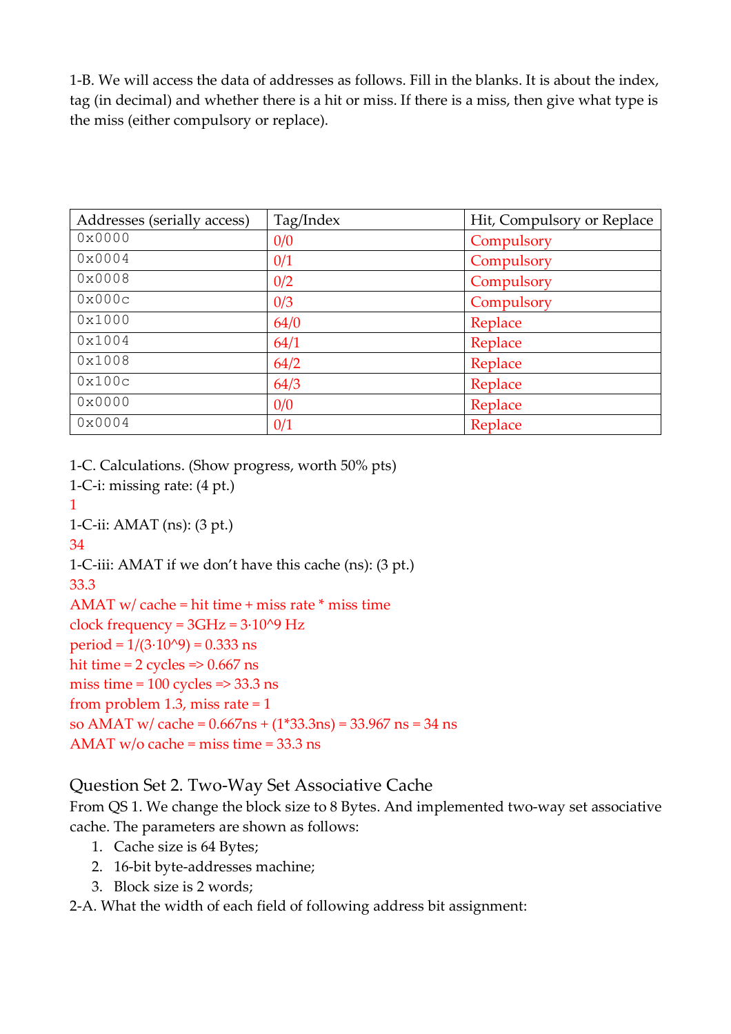1-B. We will access the data of addresses as follows. Fill in the blanks. It is about the index, tag (in decimal) and whether there is a hit or miss. If there is a miss, then give what type is the miss (either compulsory or replace).

| Addresses (serially access) | Tag/Index | Hit, Compulsory or Replace |
|---|---|---|
| `0x0000` | 0/0 | Compulsory |
| `0x0004` | 0/1 | Compulsory |
| `0x0008` | 0/2 | Compulsory |
| `0x000c` | 0/3 | Compulsory |
| `0x1000` | 64/0 | Replace |
| `0x1004` | 64/1 | Replace |
| `0x1008` | 64/2 | Replace |
| `0x100c` | 64/3 | Replace |
| `0x0000` | 0/0 | Replace |
| `0x0004` | 0/1 | Replace |

1-C. Calculations. (Show progress, worth 50% pts)

1-C-i: missing rate: (4 pt.)

1

1-C-ii: AMAT (ns): (3 pt.)

34

1-C-iii: AMAT if we don't have this cache (ns): (3 pt.)

33.3

AMAT w/ cache = hit time + miss rate * miss time

clock frequency = 3GHz = $3 \cdot 10^9$ Hz

period = $1/(3 \cdot 10^9)$ = 0.333 ns

hit time = 2 cycles => 0.667 ns

miss time = 100 cycles => 33.3 ns

from problem 1.3, miss rate = 1

so AMAT w/ cache = 0.667ns + (1*33.3ns) = 33.967 ns = 34 ns

AMAT w/o cache = miss time = 33.3 ns

## Question Set 2. Two-Way Set Associative Cache

From QS 1. We change the block size to 8 Bytes. And implemented two-way set associative cache. The parameters are shown as follows:

1. Cache size is 64 Bytes;
2. 16-bit byte-addresses machine;
3. Block size is 2 words;

2-A. What the width of each field of following address bit assignment: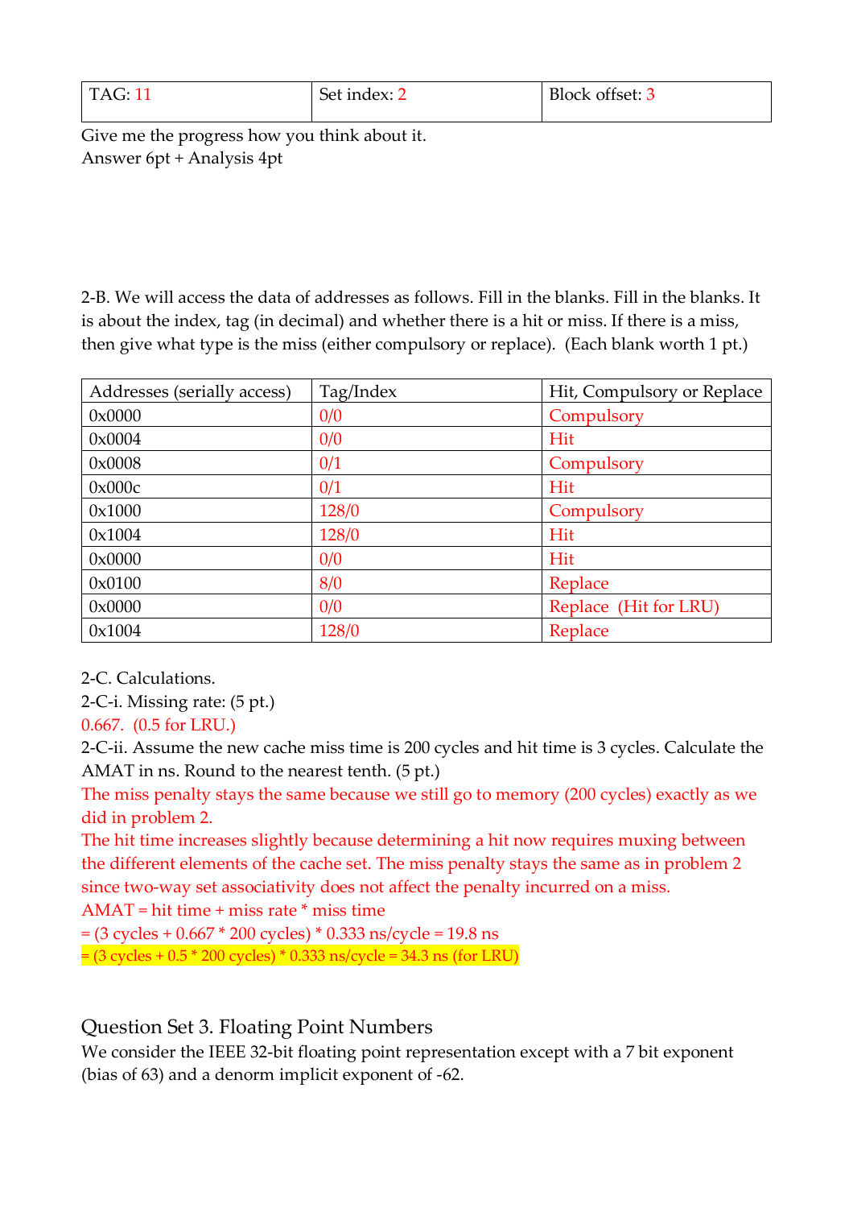| TAG: 11 | Set index: 2 | Block offset: 3 |
|---|---|---|

Give me the progress how you think about it.
Answer 6pt + Analysis 4pt

2-B. We will access the data of addresses as follows. Fill in the blanks. Fill in the blanks. It is about the index, tag (in decimal) and whether there is a hit or miss. If there is a miss, then give what type is the miss (either compulsory or replace). (Each blank worth 1 pt.)

| Addresses (serially access) | Tag/Index | Hit, Compulsory or Replace |
|---|---|---|
| 0x0000 | 0/0 | Compulsory |
| 0x0004 | 0/0 | Hit |
| 0x0008 | 0/1 | Compulsory |
| 0x000c | 0/1 | Hit |
| 0x1000 | 128/0 | Compulsory |
| 0x1004 | 128/0 | Hit |
| 0x0000 | 0/0 | Hit |
| 0x0100 | 8/0 | Replace |
| 0x0000 | 0/0 | Replace (Hit for LRU) |
| 0x1004 | 128/0 | Replace |

2-C. Calculations.

2-C-i. Missing rate: (5 pt.)

0.667. (0.5 for LRU.)

2-C-ii. Assume the new cache miss time is 200 cycles and hit time is 3 cycles. Calculate the AMAT in ns. Round to the nearest tenth. (5 pt.)

The miss penalty stays the same because we still go to memory (200 cycles) exactly as we did in problem 2.

The hit time increases slightly because determining a hit now requires muxing between the different elements of the cache set. The miss penalty stays the same as in problem 2 since two-way set associativity does not affect the penalty incurred on a miss.

AMAT = hit time + miss rate * miss time

= (3 cycles + 0.667 * 200 cycles) * 0.333 ns/cycle = 19.8 ns

= (3 cycles + 0.5 * 200 cycles) * 0.333 ns/cycle = 34.3 ns (for LRU)

## Question Set 3. Floating Point Numbers

We consider the IEEE 32-bit floating point representation except with a 7 bit exponent (bias of 63) and a denorm implicit exponent of -62.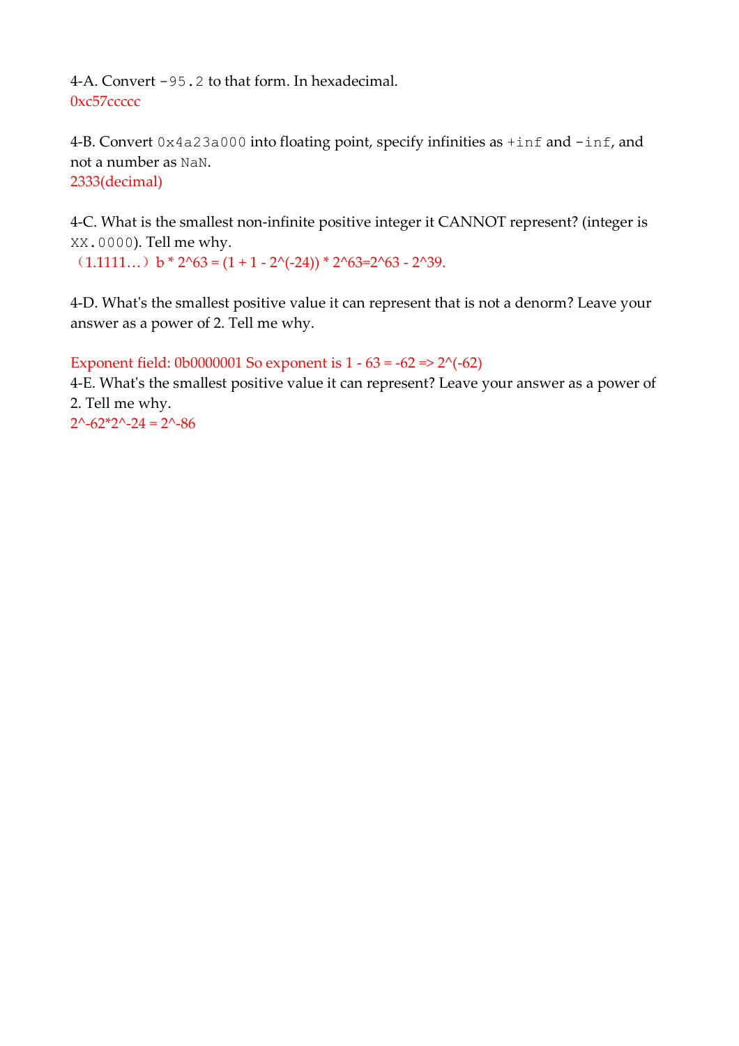4-A. Convert `-95.2` to that form. In hexadecimal.
0xc57ccccc

4-B. Convert `0x4a23a000` into floating point, specify infinities as `+inf` and `-inf`, and not a number as `NaN`.
2333(decimal)

4-C. What is the smallest non-infinite positive integer it CANNOT represent? (integer is `XX.0000`). Tell me why.
（1.1111…）b * 2^63 = (1 + 1 - 2^(-24)) * 2^63=2^63 - 2^39.

4-D. What's the smallest positive value it can represent that is not a denorm? Leave your answer as a power of 2. Tell me why.

Exponent field: 0b0000001 So exponent is 1 - 63 = -62 => 2^(-62)

4-E. What's the smallest positive value it can represent? Leave your answer as a power of 2. Tell me why.
2^-62*2^-24 = 2^-86